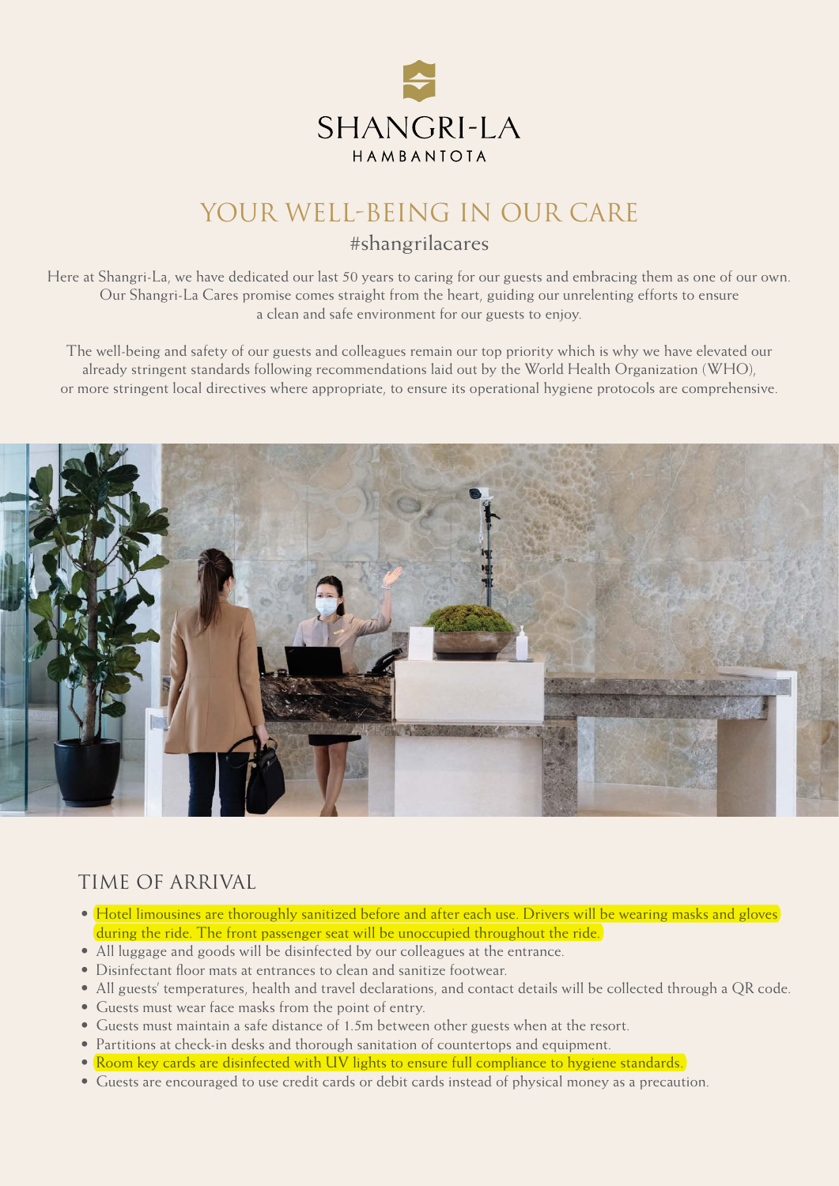SHANGRI-LA

HAMBANTOTA

# YOUR WELL-BEING IN OUR CARE

#shangrilacares

Here at Shangri-La, we have dedicated our last 50 years to caring for our guests and embracing them as one of our own. Our Shangri-La Cares promise comes straight from the heart, guiding our unrelenting efforts to ensure a clean and safe environment for our guests to enjoy.

The well-being and safety of our guests and colleagues remain our top priority which is why we have elevated our already stringent standards following recommendations laid out by the World Health Organization (WHO), or more stringent local directives where appropriate, to ensure its operational hygiene protocols are comprehensive.

## TIME OF ARRIVAL

- Hotel limousines are thoroughly sanitized before and after each use. Drivers will be wearing masks and gloves during the ride. The front passenger seat will be unoccupied throughout the ride.
- All luggage and goods will be disinfected by our colleagues at the entrance.
- Disinfectant floor mats at entrances to clean and sanitize footwear.
- All guests' temperatures, health and travel declarations, and contact details will be collected through a QR code.
- Guests must wear face masks from the point of entry.
- Guests must maintain a safe distance of 1.5m between other guests when at the resort.
- Partitions at check-in desks and thorough sanitation of countertops and equipment.
- Room key cards are disinfected with UV lights to ensure full compliance to hygiene standards.
- Guests are encouraged to use credit cards or debit cards instead of physical money as a precaution.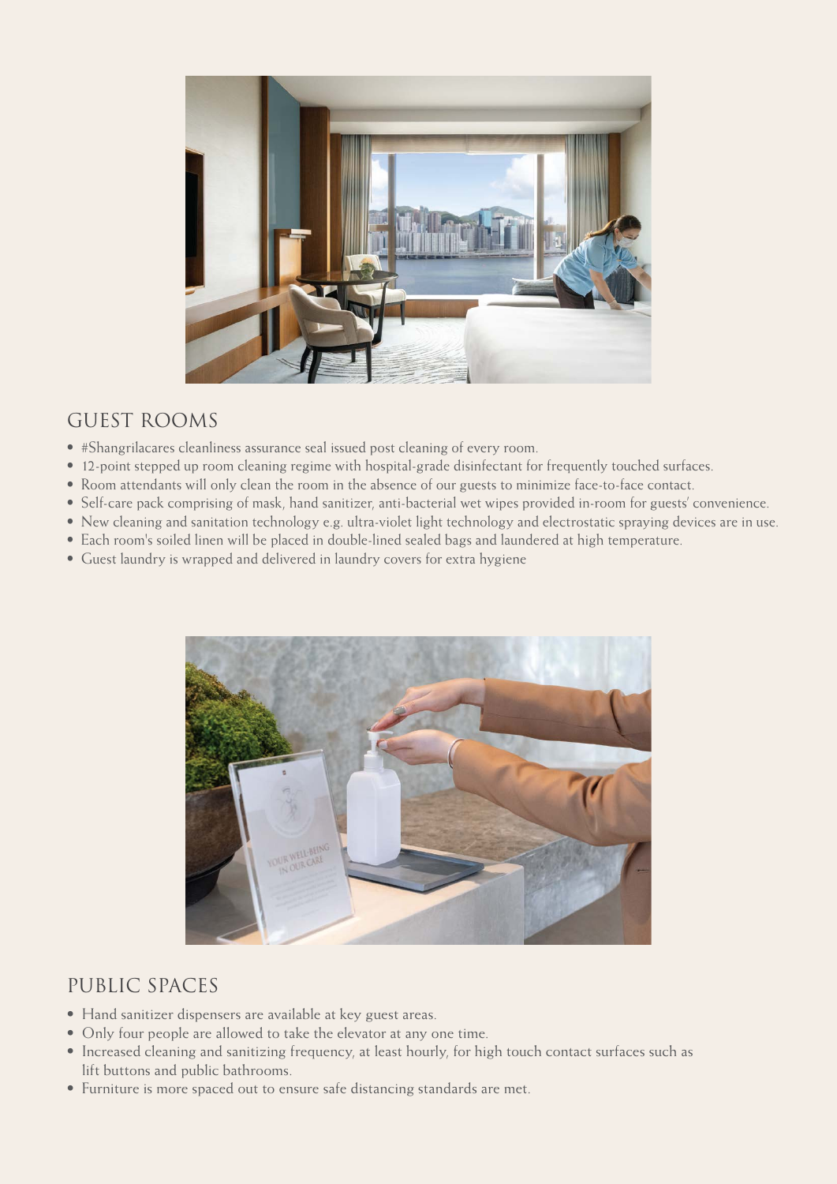## GUEST ROOMS

- #Shangrilacares cleanliness assurance seal issued post cleaning of every room.
- 12-point stepped up room cleaning regime with hospital-grade disinfectant for frequently touched surfaces.
- Room attendants will only clean the room in the absence of our guests to minimize face-to-face contact.
- Self-care pack comprising of mask, hand sanitizer, anti-bacterial wet wipes provided in-room for guests' convenience.
- New cleaning and sanitation technology e.g. ultra-violet light technology and electrostatic spraying devices are in use.
- Each room's soiled linen will be placed in double-lined sealed bags and laundered at high temperature.
- Guest laundry is wrapped and delivered in laundry covers for extra hygiene

## PUBLIC SPACES

- Hand sanitizer dispensers are available at key guest areas.
- Only four people are allowed to take the elevator at any one time.
- Increased cleaning and sanitizing frequency, at least hourly, for high touch contact surfaces such as lift buttons and public bathrooms.
- Furniture is more spaced out to ensure safe distancing standards are met.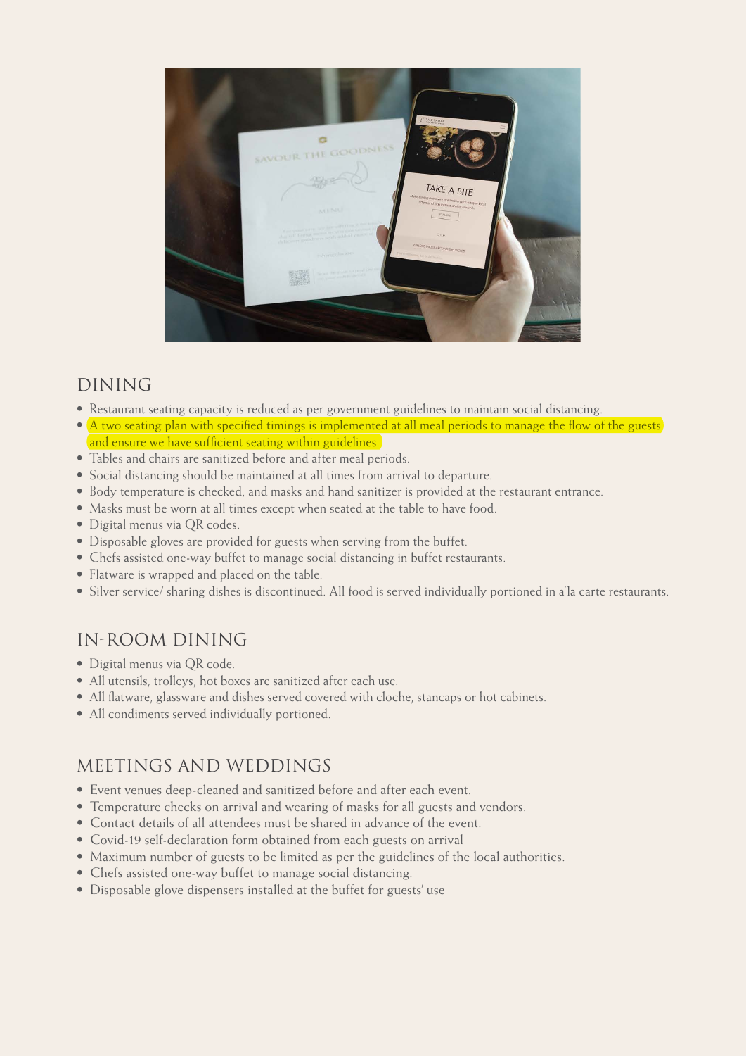## DINING

- Restaurant seating capacity is reduced as per government guidelines to maintain social distancing.
- A two seating plan with specified timings is implemented at all meal periods to manage the flow of the guests and ensure we have sufficient seating within guidelines.
- Tables and chairs are sanitized before and after meal periods.
- Social distancing should be maintained at all times from arrival to departure.
- Body temperature is checked, and masks and hand sanitizer is provided at the restaurant entrance.
- Masks must be worn at all times except when seated at the table to have food.
- Digital menus via QR codes.
- Disposable gloves are provided for guests when serving from the buffet.
- Chefs assisted one-way buffet to manage social distancing in buffet restaurants.
- Flatware is wrapped and placed on the table.
- Silver service/ sharing dishes is discontinued. All food is served individually portioned in a'la carte restaurants.

## IN-ROOM DINING

- Digital menus via QR code.
- All utensils, trolleys, hot boxes are sanitized after each use.
- All flatware, glassware and dishes served covered with cloche, stancaps or hot cabinets.
- All condiments served individually portioned.

## MEETINGS AND WEDDINGS

- Event venues deep-cleaned and sanitized before and after each event.
- Temperature checks on arrival and wearing of masks for all guests and vendors.
- Contact details of all attendees must be shared in advance of the event.
- Covid-19 self-declaration form obtained from each guests on arrival
- Maximum number of guests to be limited as per the guidelines of the local authorities.
- Chefs assisted one-way buffet to manage social distancing.
- Disposable glove dispensers installed at the buffet for guests' use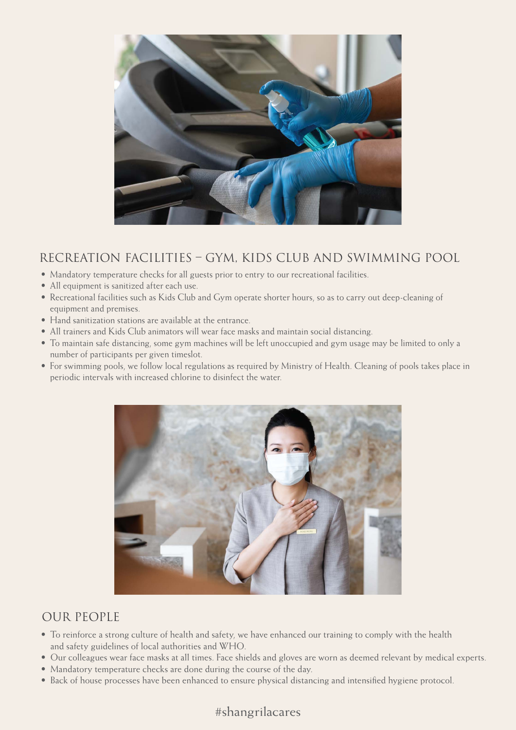## RECREATION FACILITIES – GYM, KIDS CLUB AND SWIMMING POOL

- Mandatory temperature checks for all guests prior to entry to our recreational facilities.
- All equipment is sanitized after each use.
- Recreational facilities such as Kids Club and Gym operate shorter hours, so as to carry out deep-cleaning of equipment and premises.
- Hand sanitization stations are available at the entrance.
- All trainers and Kids Club animators will wear face masks and maintain social distancing.
- To maintain safe distancing, some gym machines will be left unoccupied and gym usage may be limited to only a number of participants per given timeslot.
- For swimming pools, we follow local regulations as required by Ministry of Health. Cleaning of pools takes place in periodic intervals with increased chlorine to disinfect the water.

## OUR PEOPLE

- To reinforce a strong culture of health and safety, we have enhanced our training to comply with the health and safety guidelines of local authorities and WHO.
- Our colleagues wear face masks at all times. Face shields and gloves are worn as deemed relevant by medical experts.
- Mandatory temperature checks are done during the course of the day.
- Back of house processes have been enhanced to ensure physical distancing and intensified hygiene protocol.

#shangrilacares